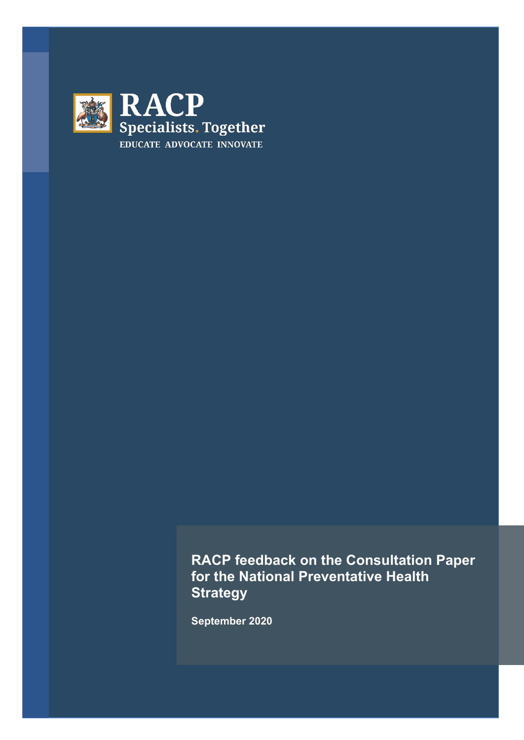RACP

Specialists. Together

EDUCATE ADVOCATE INNOVATE

# RACP feedback on the Consultation Paper for the National Preventative Health Strategy

September 2020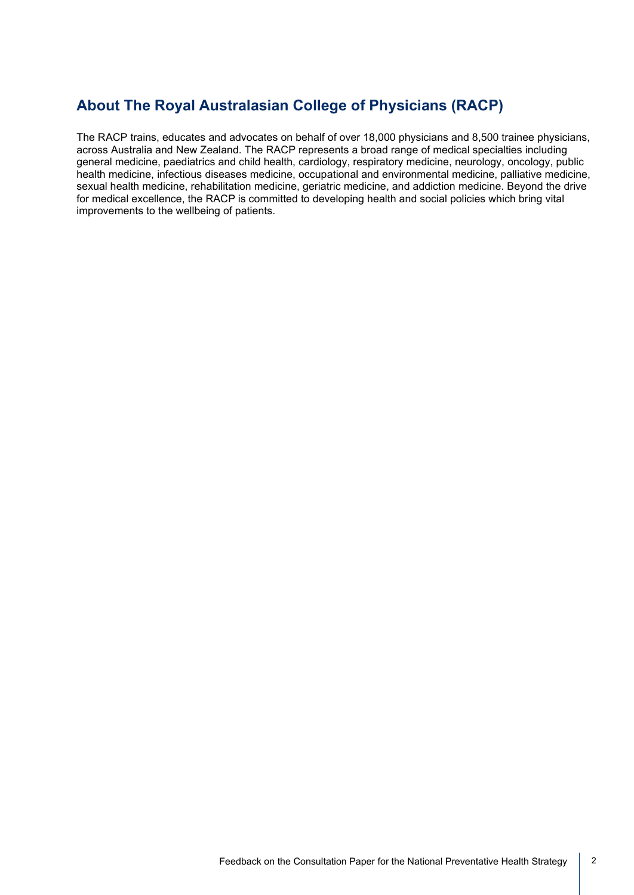## About The Royal Australasian College of Physicians (RACP)

The RACP trains, educates and advocates on behalf of over 18,000 physicians and 8,500 trainee physicians, across Australia and New Zealand. The RACP represents a broad range of medical specialties including general medicine, paediatrics and child health, cardiology, respiratory medicine, neurology, oncology, public health medicine, infectious diseases medicine, occupational and environmental medicine, palliative medicine, sexual health medicine, rehabilitation medicine, geriatric medicine, and addiction medicine. Beyond the drive for medical excellence, the RACP is committed to developing health and social policies which bring vital improvements to the wellbeing of patients.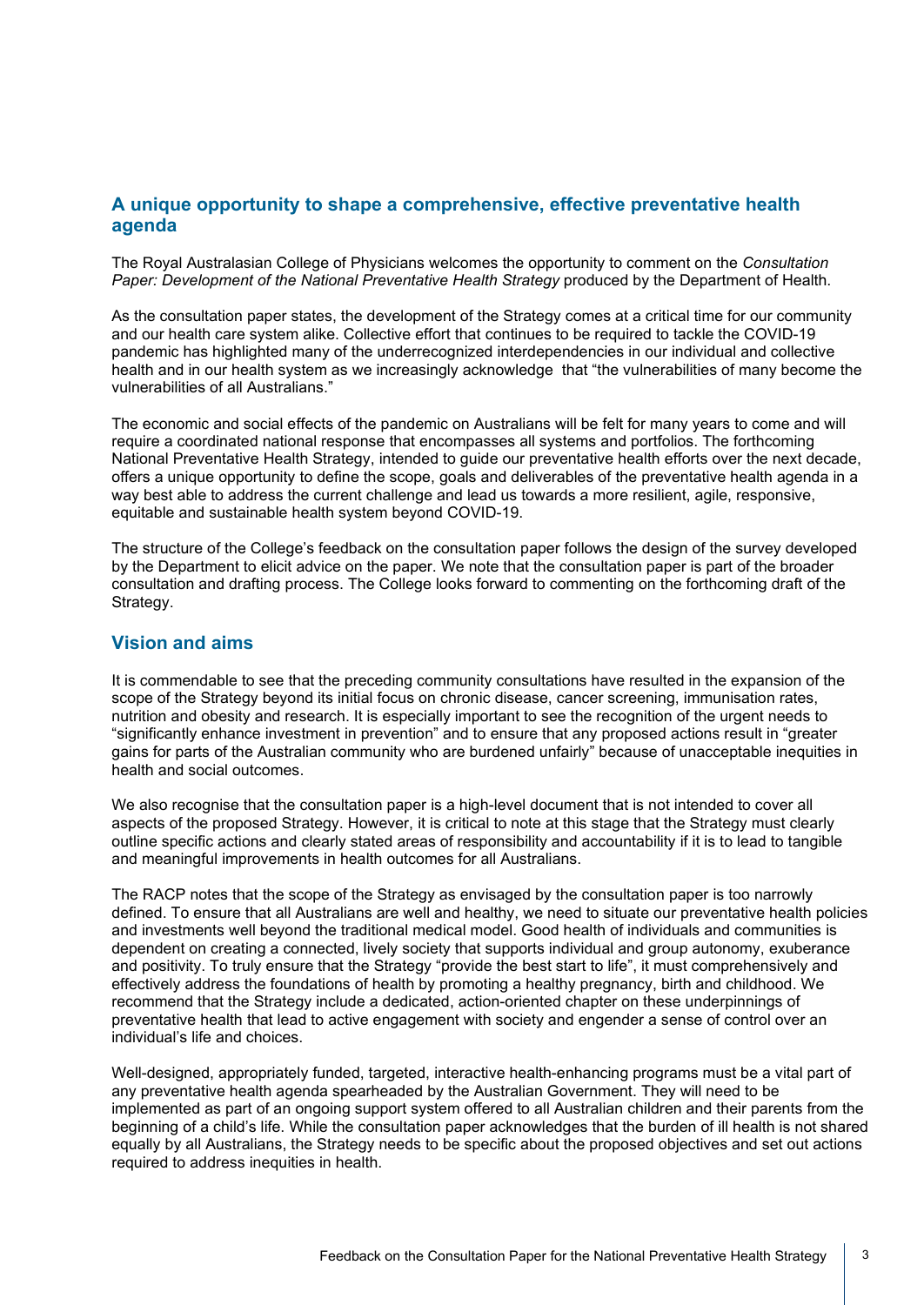## A unique opportunity to shape a comprehensive, effective preventative health agenda

The Royal Australasian College of Physicians welcomes the opportunity to comment on the *Consultation Paper: Development of the National Preventative Health Strategy* produced by the Department of Health.

As the consultation paper states, the development of the Strategy comes at a critical time for our community and our health care system alike. Collective effort that continues to be required to tackle the COVID-19 pandemic has highlighted many of the underrecognized interdependencies in our individual and collective health and in our health system as we increasingly acknowledge that "the vulnerabilities of many become the vulnerabilities of all Australians."

The economic and social effects of the pandemic on Australians will be felt for many years to come and will require a coordinated national response that encompasses all systems and portfolios. The forthcoming National Preventative Health Strategy, intended to guide our preventative health efforts over the next decade, offers a unique opportunity to define the scope, goals and deliverables of the preventative health agenda in a way best able to address the current challenge and lead us towards a more resilient, agile, responsive, equitable and sustainable health system beyond COVID-19.

The structure of the College's feedback on the consultation paper follows the design of the survey developed by the Department to elicit advice on the paper. We note that the consultation paper is part of the broader consultation and drafting process. The College looks forward to commenting on the forthcoming draft of the Strategy.

## Vision and aims

It is commendable to see that the preceding community consultations have resulted in the expansion of the scope of the Strategy beyond its initial focus on chronic disease, cancer screening, immunisation rates, nutrition and obesity and research. It is especially important to see the recognition of the urgent needs to "significantly enhance investment in prevention" and to ensure that any proposed actions result in "greater gains for parts of the Australian community who are burdened unfairly" because of unacceptable inequities in health and social outcomes.

We also recognise that the consultation paper is a high-level document that is not intended to cover all aspects of the proposed Strategy. However, it is critical to note at this stage that the Strategy must clearly outline specific actions and clearly stated areas of responsibility and accountability if it is to lead to tangible and meaningful improvements in health outcomes for all Australians.

The RACP notes that the scope of the Strategy as envisaged by the consultation paper is too narrowly defined. To ensure that all Australians are well and healthy, we need to situate our preventative health policies and investments well beyond the traditional medical model. Good health of individuals and communities is dependent on creating a connected, lively society that supports individual and group autonomy, exuberance and positivity. To truly ensure that the Strategy "provide the best start to life", it must comprehensively and effectively address the foundations of health by promoting a healthy pregnancy, birth and childhood. We recommend that the Strategy include a dedicated, action-oriented chapter on these underpinnings of preventative health that lead to active engagement with society and engender a sense of control over an individual's life and choices.

Well-designed, appropriately funded, targeted, interactive health-enhancing programs must be a vital part of any preventative health agenda spearheaded by the Australian Government. They will need to be implemented as part of an ongoing support system offered to all Australian children and their parents from the beginning of a child's life. While the consultation paper acknowledges that the burden of ill health is not shared equally by all Australians, the Strategy needs to be specific about the proposed objectives and set out actions required to address inequities in health.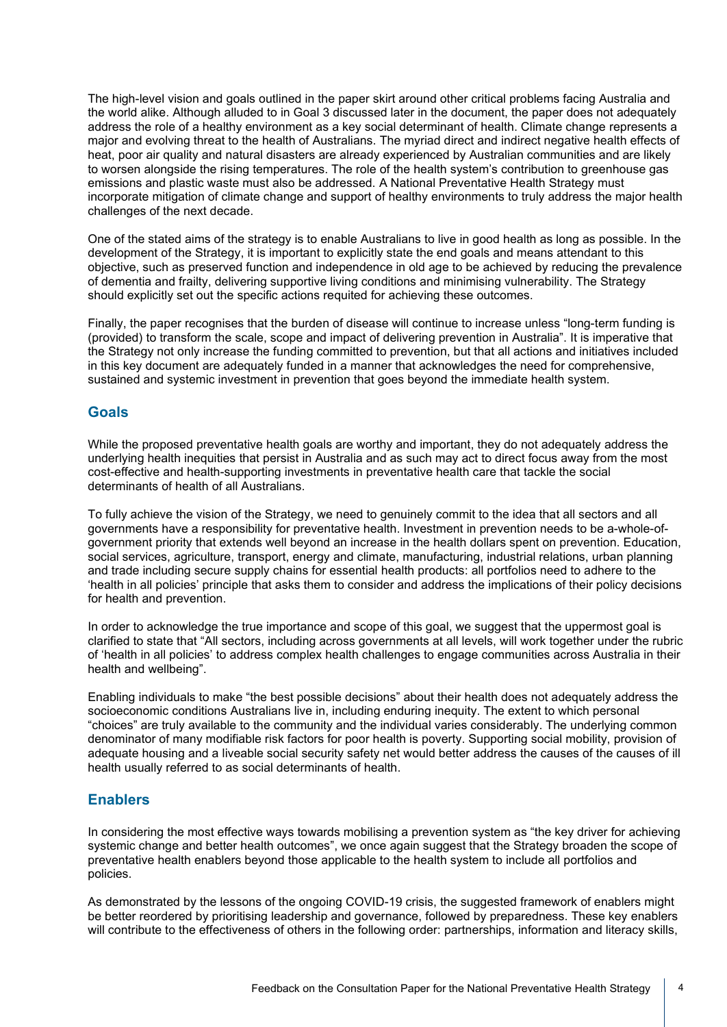The high-level vision and goals outlined in the paper skirt around other critical problems facing Australia and the world alike. Although alluded to in Goal 3 discussed later in the document, the paper does not adequately address the role of a healthy environment as a key social determinant of health. Climate change represents a major and evolving threat to the health of Australians. The myriad direct and indirect negative health effects of heat, poor air quality and natural disasters are already experienced by Australian communities and are likely to worsen alongside the rising temperatures. The role of the health system's contribution to greenhouse gas emissions and plastic waste must also be addressed. A National Preventative Health Strategy must incorporate mitigation of climate change and support of healthy environments to truly address the major health challenges of the next decade.

One of the stated aims of the strategy is to enable Australians to live in good health as long as possible. In the development of the Strategy, it is important to explicitly state the end goals and means attendant to this objective, such as preserved function and independence in old age to be achieved by reducing the prevalence of dementia and frailty, delivering supportive living conditions and minimising vulnerability. The Strategy should explicitly set out the specific actions requited for achieving these outcomes.

Finally, the paper recognises that the burden of disease will continue to increase unless "long-term funding is (provided) to transform the scale, scope and impact of delivering prevention in Australia". It is imperative that the Strategy not only increase the funding committed to prevention, but that all actions and initiatives included in this key document are adequately funded in a manner that acknowledges the need for comprehensive, sustained and systemic investment in prevention that goes beyond the immediate health system.

## Goals

While the proposed preventative health goals are worthy and important, they do not adequately address the underlying health inequities that persist in Australia and as such may act to direct focus away from the most cost-effective and health-supporting investments in preventative health care that tackle the social determinants of health of all Australians.

To fully achieve the vision of the Strategy, we need to genuinely commit to the idea that all sectors and all governments have a responsibility for preventative health. Investment in prevention needs to be a-whole-of-government priority that extends well beyond an increase in the health dollars spent on prevention. Education, social services, agriculture, transport, energy and climate, manufacturing, industrial relations, urban planning and trade including secure supply chains for essential health products: all portfolios need to adhere to the 'health in all policies' principle that asks them to consider and address the implications of their policy decisions for health and prevention.

In order to acknowledge the true importance and scope of this goal, we suggest that the uppermost goal is clarified to state that "All sectors, including across governments at all levels, will work together under the rubric of 'health in all policies' to address complex health challenges to engage communities across Australia in their health and wellbeing".

Enabling individuals to make "the best possible decisions" about their health does not adequately address the socioeconomic conditions Australians live in, including enduring inequity. The extent to which personal "choices" are truly available to the community and the individual varies considerably. The underlying common denominator of many modifiable risk factors for poor health is poverty. Supporting social mobility, provision of adequate housing and a liveable social security safety net would better address the causes of the causes of ill health usually referred to as social determinants of health.

## Enablers

In considering the most effective ways towards mobilising a prevention system as "the key driver for achieving systemic change and better health outcomes", we once again suggest that the Strategy broaden the scope of preventative health enablers beyond those applicable to the health system to include all portfolios and policies.

As demonstrated by the lessons of the ongoing COVID-19 crisis, the suggested framework of enablers might be better reordered by prioritising leadership and governance, followed by preparedness. These key enablers will contribute to the effectiveness of others in the following order: partnerships, information and literacy skills,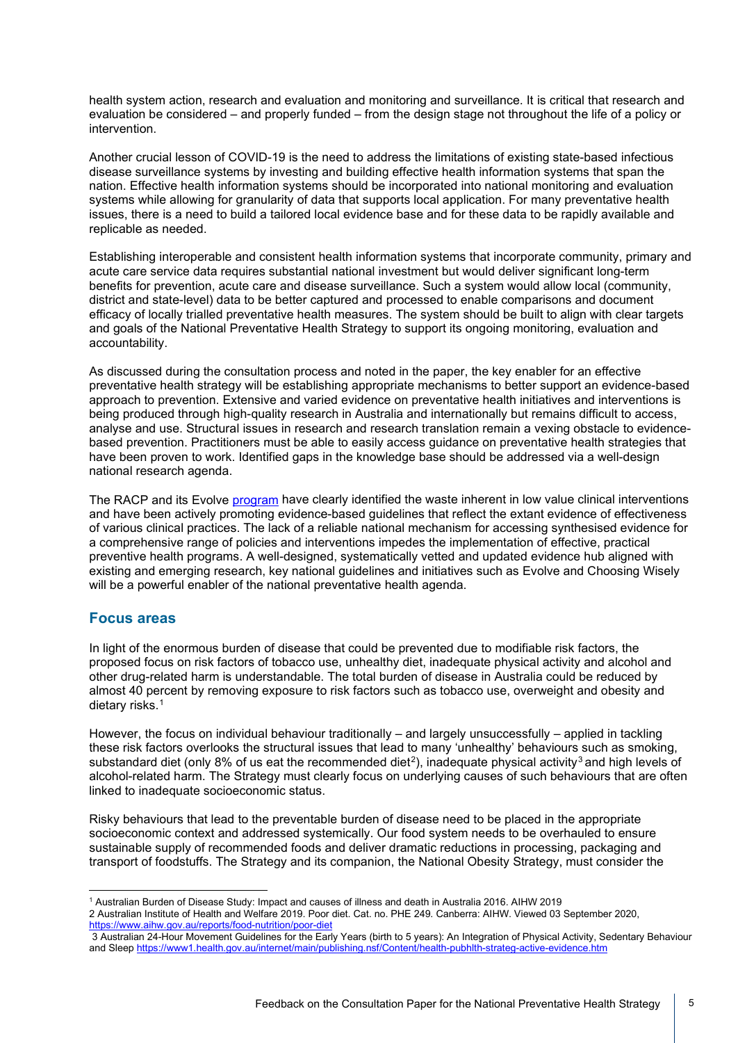health system action, research and evaluation and monitoring and surveillance. It is critical that research and evaluation be considered – and properly funded – from the design stage not throughout the life of a policy or intervention.

Another crucial lesson of COVID-19 is the need to address the limitations of existing state-based infectious disease surveillance systems by investing and building effective health information systems that span the nation. Effective health information systems should be incorporated into national monitoring and evaluation systems while allowing for granularity of data that supports local application. For many preventative health issues, there is a need to build a tailored local evidence base and for these data to be rapidly available and replicable as needed.

Establishing interoperable and consistent health information systems that incorporate community, primary and acute care service data requires substantial national investment but would deliver significant long-term benefits for prevention, acute care and disease surveillance. Such a system would allow local (community, district and state-level) data to be better captured and processed to enable comparisons and document efficacy of locally trialled preventative health measures. The system should be built to align with clear targets and goals of the National Preventative Health Strategy to support its ongoing monitoring, evaluation and accountability.

As discussed during the consultation process and noted in the paper, the key enabler for an effective preventative health strategy will be establishing appropriate mechanisms to better support an evidence-based approach to prevention. Extensive and varied evidence on preventative health initiatives and interventions is being produced through high-quality research in Australia and internationally but remains difficult to access, analyse and use. Structural issues in research and research translation remain a vexing obstacle to evidence-based prevention. Practitioners must be able to easily access guidance on preventative health strategies that have been proven to work. Identified gaps in the knowledge base should be addressed via a well-design national research agenda.

The RACP and its Evolve program have clearly identified the waste inherent in low value clinical interventions and have been actively promoting evidence-based guidelines that reflect the extant evidence of effectiveness of various clinical practices. The lack of a reliable national mechanism for accessing synthesised evidence for a comprehensive range of policies and interventions impedes the implementation of effective, practical preventive health programs. A well-designed, systematically vetted and updated evidence hub aligned with existing and emerging research, key national guidelines and initiatives such as Evolve and Choosing Wisely will be a powerful enabler of the national preventative health agenda.

## Focus areas

In light of the enormous burden of disease that could be prevented due to modifiable risk factors, the proposed focus on risk factors of tobacco use, unhealthy diet, inadequate physical activity and alcohol and other drug-related harm is understandable. The total burden of disease in Australia could be reduced by almost 40 percent by removing exposure to risk factors such as tobacco use, overweight and obesity and dietary risks.[1]

However, the focus on individual behaviour traditionally – and largely unsuccessfully – applied in tackling these risk factors overlooks the structural issues that lead to many 'unhealthy' behaviours such as smoking, substandard diet (only 8% of us eat the recommended diet[2]), inadequate physical activity[3] and high levels of alcohol-related harm. The Strategy must clearly focus on underlying causes of such behaviours that are often linked to inadequate socioeconomic status.

Risky behaviours that lead to the preventable burden of disease need to be placed in the appropriate socioeconomic context and addressed systemically. Our food system needs to be overhauled to ensure sustainable supply of recommended foods and deliver dramatic reductions in processing, packaging and transport of foodstuffs. The Strategy and its companion, the National Obesity Strategy, must consider the

---

1 Australian Burden of Disease Study: Impact and causes of illness and death in Australia 2016. AIHW 2019

2 Australian Institute of Health and Welfare 2019. Poor diet. Cat. no. PHE 249. Canberra: AIHW. Viewed 03 September 2020, https://www.aihw.gov.au/reports/food-nutrition/poor-diet

3 Australian 24-Hour Movement Guidelines for the Early Years (birth to 5 years): An Integration of Physical Activity, Sedentary Behaviour and Sleep https://www1.health.gov.au/internet/main/publishing.nsf/Content/health-pubhlth-strateg-active-evidence.htm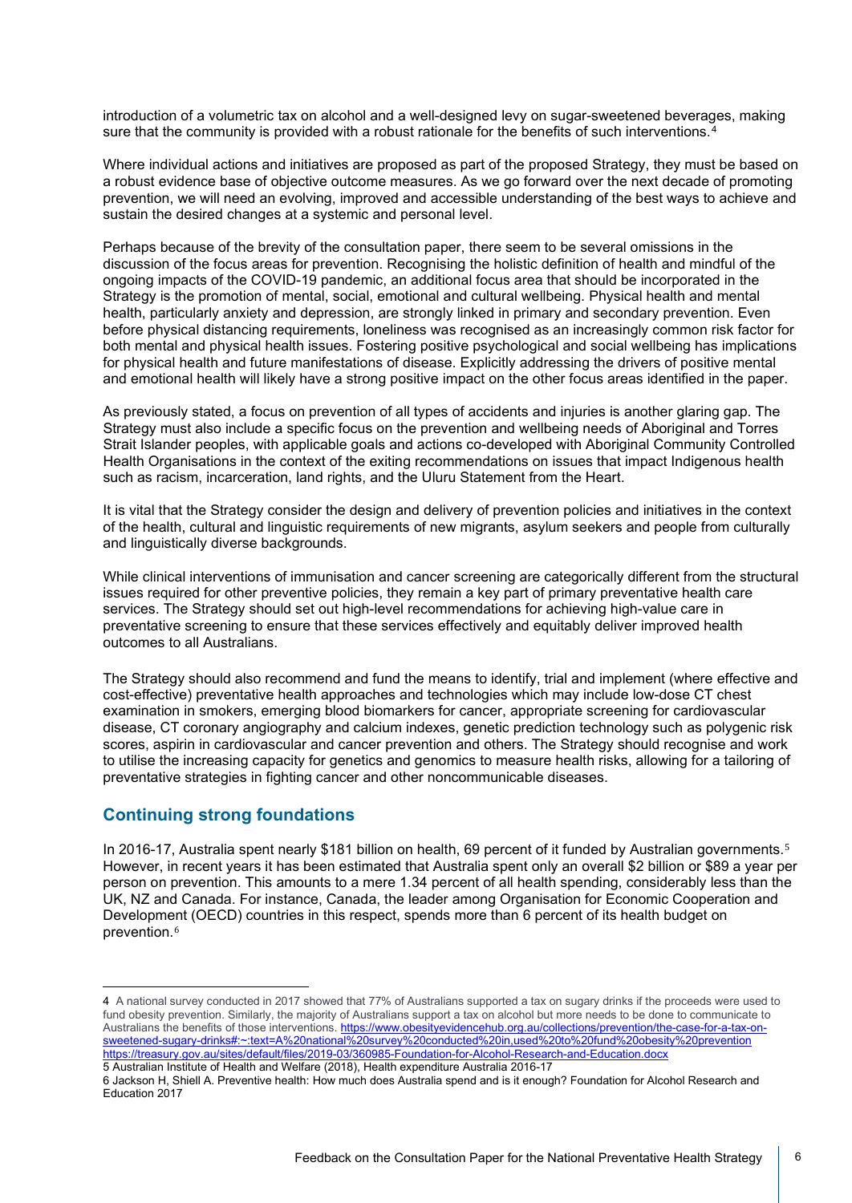introduction of a volumetric tax on alcohol and a well-designed levy on sugar-sweetened beverages, making sure that the community is provided with a robust rationale for the benefits of such interventions.[4]

Where individual actions and initiatives are proposed as part of the proposed Strategy, they must be based on a robust evidence base of objective outcome measures. As we go forward over the next decade of promoting prevention, we will need an evolving, improved and accessible understanding of the best ways to achieve and sustain the desired changes at a systemic and personal level.

Perhaps because of the brevity of the consultation paper, there seem to be several omissions in the discussion of the focus areas for prevention. Recognising the holistic definition of health and mindful of the ongoing impacts of the COVID-19 pandemic, an additional focus area that should be incorporated in the Strategy is the promotion of mental, social, emotional and cultural wellbeing. Physical health and mental health, particularly anxiety and depression, are strongly linked in primary and secondary prevention. Even before physical distancing requirements, loneliness was recognised as an increasingly common risk factor for both mental and physical health issues. Fostering positive psychological and social wellbeing has implications for physical health and future manifestations of disease. Explicitly addressing the drivers of positive mental and emotional health will likely have a strong positive impact on the other focus areas identified in the paper.

As previously stated, a focus on prevention of all types of accidents and injuries is another glaring gap. The Strategy must also include a specific focus on the prevention and wellbeing needs of Aboriginal and Torres Strait Islander peoples, with applicable goals and actions co-developed with Aboriginal Community Controlled Health Organisations in the context of the exiting recommendations on issues that impact Indigenous health such as racism, incarceration, land rights, and the Uluru Statement from the Heart.

It is vital that the Strategy consider the design and delivery of prevention policies and initiatives in the context of the health, cultural and linguistic requirements of new migrants, asylum seekers and people from culturally and linguistically diverse backgrounds.

While clinical interventions of immunisation and cancer screening are categorically different from the structural issues required for other preventive policies, they remain a key part of primary preventative health care services. The Strategy should set out high-level recommendations for achieving high-value care in preventative screening to ensure that these services effectively and equitably deliver improved health outcomes to all Australians.

The Strategy should also recommend and fund the means to identify, trial and implement (where effective and cost-effective) preventative health approaches and technologies which may include low-dose CT chest examination in smokers, emerging blood biomarkers for cancer, appropriate screening for cardiovascular disease, CT coronary angiography and calcium indexes, genetic prediction technology such as polygenic risk scores, aspirin in cardiovascular and cancer prevention and others. The Strategy should recognise and work to utilise the increasing capacity for genetics and genomics to measure health risks, allowing for a tailoring of preventative strategies in fighting cancer and other noncommunicable diseases.

## Continuing strong foundations

In 2016-17, Australia spent nearly $181 billion on health, 69 percent of it funded by Australian governments.[5] However, in recent years it has been estimated that Australia spent only an overall $2 billion or $89 a year per person on prevention. This amounts to a mere 1.34 percent of all health spending, considerably less than the UK, NZ and Canada. For instance, Canada, the leader among Organisation for Economic Cooperation and Development (OECD) countries in this respect, spends more than 6 percent of its health budget on prevention.[6]

---

4 A national survey conducted in 2017 showed that 77% of Australians supported a tax on sugary drinks if the proceeds were used to fund obesity prevention. Similarly, the majority of Australians support a tax on alcohol but more needs to be done to communicate to Australians the benefits of those interventions. https://www.obesityevidencehub.org.au/collections/prevention/the-case-for-a-tax-on-sweetened-sugary-drinks#:~:text=A%20national%20survey%20conducted%20in,used%20to%20fund%20obesity%20prevention https://treasury.gov.au/sites/default/files/2019-03/360985-Foundation-for-Alcohol-Research-and-Education.docx

5 Australian Institute of Health and Welfare (2018), Health expenditure Australia 2016-17

6 Jackson H, Shiell A. Preventive health: How much does Australia spend and is it enough? Foundation for Alcohol Research and Education 2017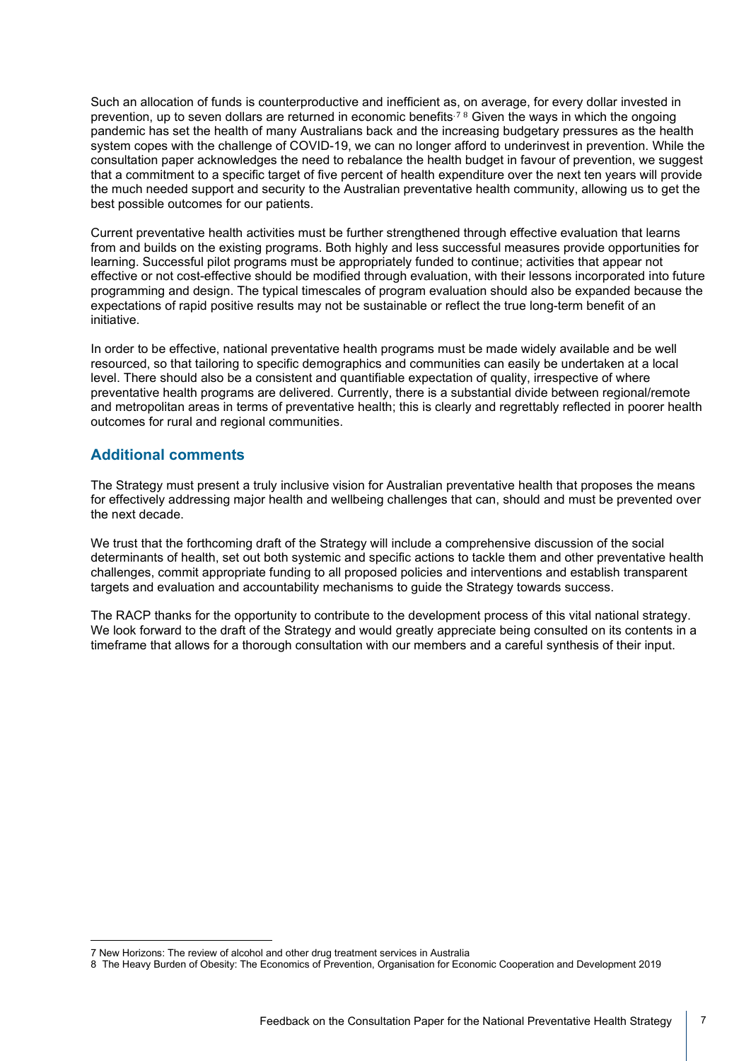Such an allocation of funds is counterproductive and inefficient as, on average, for every dollar invested in prevention, up to seven dollars are returned in economic benefits.[7 8] Given the ways in which the ongoing pandemic has set the health of many Australians back and the increasing budgetary pressures as the health system copes with the challenge of COVID-19, we can no longer afford to underinvest in prevention. While the consultation paper acknowledges the need to rebalance the health budget in favour of prevention, we suggest that a commitment to a specific target of five percent of health expenditure over the next ten years will provide the much needed support and security to the Australian preventative health community, allowing us to get the best possible outcomes for our patients.

Current preventative health activities must be further strengthened through effective evaluation that learns from and builds on the existing programs. Both highly and less successful measures provide opportunities for learning. Successful pilot programs must be appropriately funded to continue; activities that appear not effective or not cost-effective should be modified through evaluation, with their lessons incorporated into future programming and design. The typical timescales of program evaluation should also be expanded because the expectations of rapid positive results may not be sustainable or reflect the true long-term benefit of an initiative.

In order to be effective, national preventative health programs must be made widely available and be well resourced, so that tailoring to specific demographics and communities can easily be undertaken at a local level. There should also be a consistent and quantifiable expectation of quality, irrespective of where preventative health programs are delivered. Currently, there is a substantial divide between regional/remote and metropolitan areas in terms of preventative health; this is clearly and regrettably reflected in poorer health outcomes for rural and regional communities.

## Additional comments

The Strategy must present a truly inclusive vision for Australian preventative health that proposes the means for effectively addressing major health and wellbeing challenges that can, should and must be prevented over the next decade.

We trust that the forthcoming draft of the Strategy will include a comprehensive discussion of the social determinants of health, set out both systemic and specific actions to tackle them and other preventative health challenges, commit appropriate funding to all proposed policies and interventions and establish transparent targets and evaluation and accountability mechanisms to guide the Strategy towards success.

The RACP thanks for the opportunity to contribute to the development process of this vital national strategy. We look forward to the draft of the Strategy and would greatly appreciate being consulted on its contents in a timeframe that allows for a thorough consultation with our members and a careful synthesis of their input.

---

7 New Horizons: The review of alcohol and other drug treatment services in Australia

8 The Heavy Burden of Obesity: The Economics of Prevention, Organisation for Economic Cooperation and Development 2019